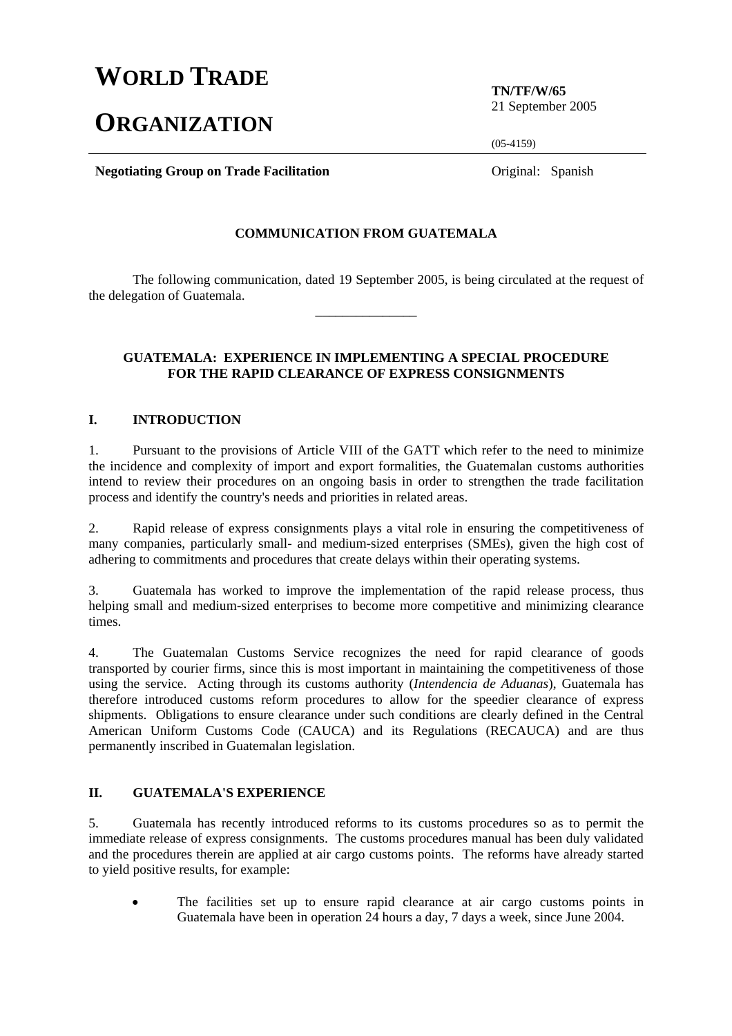# WORLD TRADE ORGANIZATION

**TN/TF/W/65**
21 September 2005

(05-4159)

**Negotiating Group on Trade Facilitation** Original: Spanish

**COMMUNICATION FROM GUATEMALA**

The following communication, dated 19 September 2005, is being circulated at the request of the delegation of Guatemala.

---

## GUATEMALA: EXPERIENCE IN IMPLEMENTING A SPECIAL PROCEDURE FOR THE RAPID CLEARANCE OF EXPRESS CONSIGNMENTS

### I. INTRODUCTION

1. Pursuant to the provisions of Article VIII of the GATT which refer to the need to minimize the incidence and complexity of import and export formalities, the Guatemalan customs authorities intend to review their procedures on an ongoing basis in order to strengthen the trade facilitation process and identify the country's needs and priorities in related areas.

2. Rapid release of express consignments plays a vital role in ensuring the competitiveness of many companies, particularly small- and medium-sized enterprises (SMEs), given the high cost of adhering to commitments and procedures that create delays within their operating systems.

3. Guatemala has worked to improve the implementation of the rapid release process, thus helping small and medium-sized enterprises to become more competitive and minimizing clearance times.

4. The Guatemalan Customs Service recognizes the need for rapid clearance of goods transported by courier firms, since this is most important in maintaining the competitiveness of those using the service. Acting through its customs authority (*Intendencia de Aduanas*), Guatemala has therefore introduced customs reform procedures to allow for the speedier clearance of express shipments. Obligations to ensure clearance under such conditions are clearly defined in the Central American Uniform Customs Code (CAUCA) and its Regulations (RECAUCA) and are thus permanently inscribed in Guatemalan legislation.

### II. GUATEMALA'S EXPERIENCE

5. Guatemala has recently introduced reforms to its customs procedures so as to permit the immediate release of express consignments. The customs procedures manual has been duly validated and the procedures therein are applied at air cargo customs points. The reforms have already started to yield positive results, for example:

- The facilities set up to ensure rapid clearance at air cargo customs points in Guatemala have been in operation 24 hours a day, 7 days a week, since June 2004.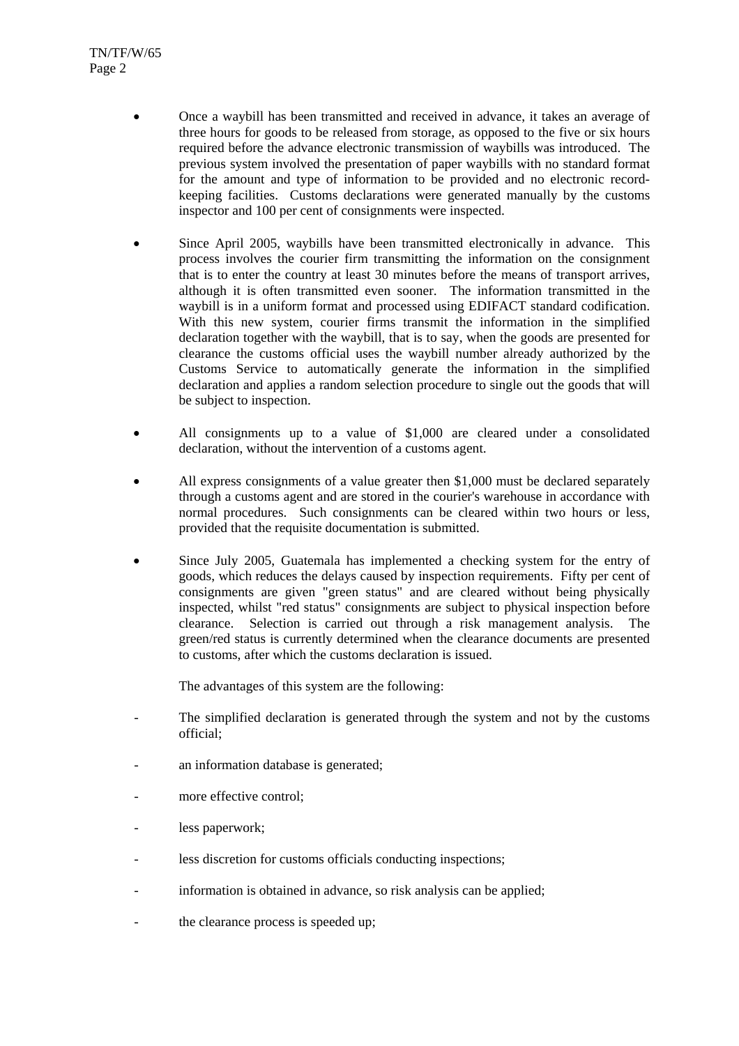- Once a waybill has been transmitted and received in advance, it takes an average of three hours for goods to be released from storage, as opposed to the five or six hours required before the advance electronic transmission of waybills was introduced. The previous system involved the presentation of paper waybills with no standard format for the amount and type of information to be provided and no electronic record-keeping facilities. Customs declarations were generated manually by the customs inspector and 100 per cent of consignments were inspected.

- Since April 2005, waybills have been transmitted electronically in advance. This process involves the courier firm transmitting the information on the consignment that is to enter the country at least 30 minutes before the means of transport arrives, although it is often transmitted even sooner. The information transmitted in the waybill is in a uniform format and processed using EDIFACT standard codification. With this new system, courier firms transmit the information in the simplified declaration together with the waybill, that is to say, when the goods are presented for clearance the customs official uses the waybill number already authorized by the Customs Service to automatically generate the information in the simplified declaration and applies a random selection procedure to single out the goods that will be subject to inspection.

- All consignments up to a value of $1,000 are cleared under a consolidated declaration, without the intervention of a customs agent.

- All express consignments of a value greater then $1,000 must be declared separately through a customs agent and are stored in the courier's warehouse in accordance with normal procedures. Such consignments can be cleared within two hours or less, provided that the requisite documentation is submitted.

- Since July 2005, Guatemala has implemented a checking system for the entry of goods, which reduces the delays caused by inspection requirements. Fifty per cent of consignments are given "green status" and are cleared without being physically inspected, whilst "red status" consignments are subject to physical inspection before clearance. Selection is carried out through a risk management analysis. The green/red status is currently determined when the clearance documents are presented to customs, after which the customs declaration is issued.

  The advantages of this system are the following:

- The simplified declaration is generated through the system and not by the customs official;
- an information database is generated;
- more effective control;
- less paperwork;
- less discretion for customs officials conducting inspections;
- information is obtained in advance, so risk analysis can be applied;
- the clearance process is speeded up;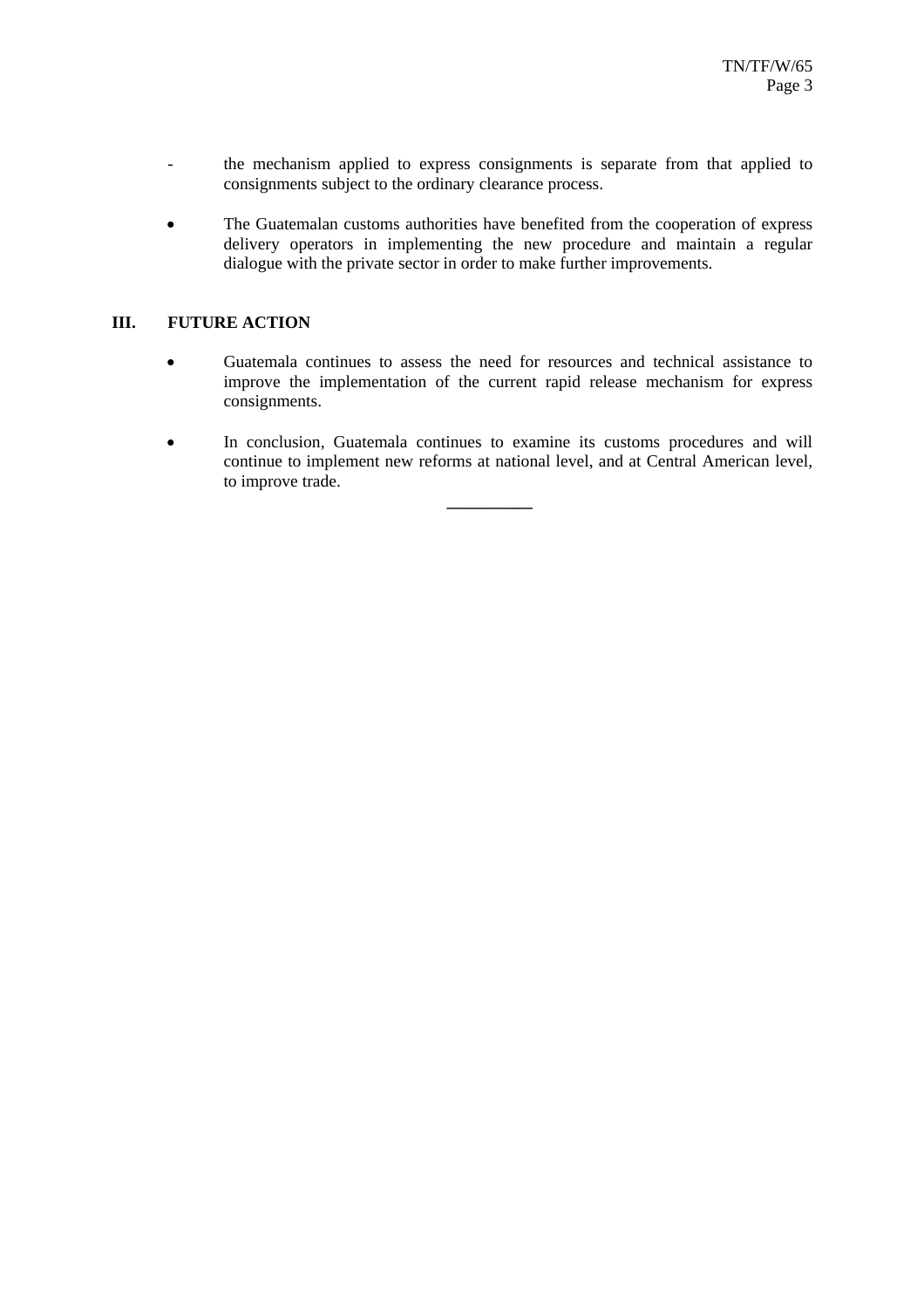- the mechanism applied to express consignments is separate from that applied to consignments subject to the ordinary clearance process.

- The Guatemalan customs authorities have benefited from the cooperation of express delivery operators in implementing the new procedure and maintain a regular dialogue with the private sector in order to make further improvements.

## III. FUTURE ACTION

- Guatemala continues to assess the need for resources and technical assistance to improve the implementation of the current rapid release mechanism for express consignments.

- In conclusion, Guatemala continues to examine its customs procedures and will continue to implement new reforms at national level, and at Central American level, to improve trade.

__________